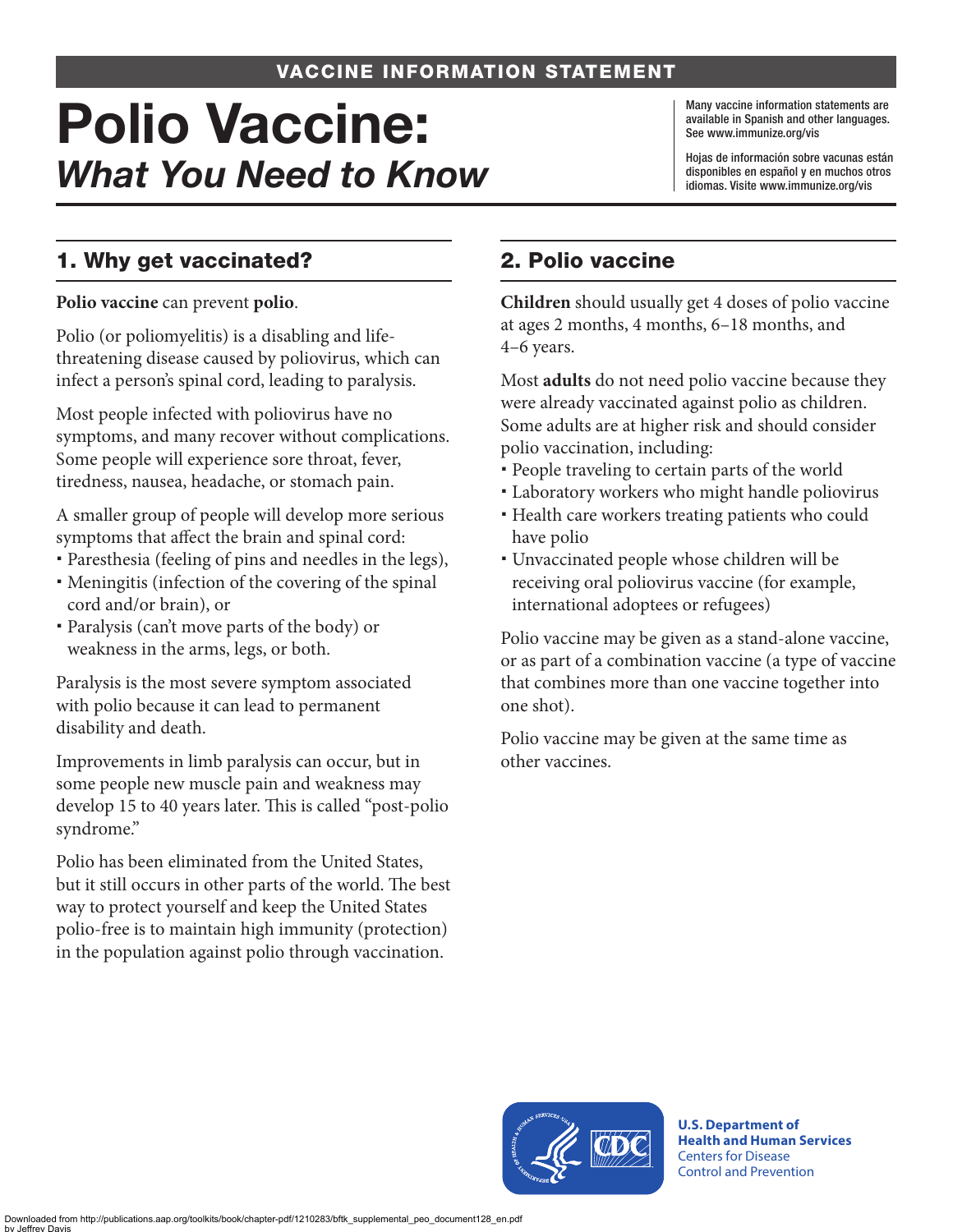VACCINE INFORMATION STATEMENT

# Polio Vaccine: *What You Need to Know*

Many vaccine information statements are available in Spanish and other languages. See www.immunize.org/vis

Hojas de información sobre vacunas están disponibles en español y en muchos otros idiomas. Visite www.immunize.org/vis

## 1. Why get vaccinated?

**Polio vaccine** can prevent **polio**.

Polio (or poliomyelitis) is a disabling and life-threatening disease caused by poliovirus, which can infect a person's spinal cord, leading to paralysis.

Most people infected with poliovirus have no symptoms, and many recover without complications. Some people will experience sore throat, fever, tiredness, nausea, headache, or stomach pain.

A smaller group of people will develop more serious symptoms that affect the brain and spinal cord:

- Paresthesia (feeling of pins and needles in the legs),
- Meningitis (infection of the covering of the spinal cord and/or brain), or
- Paralysis (can't move parts of the body) or weakness in the arms, legs, or both.

Paralysis is the most severe symptom associated with polio because it can lead to permanent disability and death.

Improvements in limb paralysis can occur, but in some people new muscle pain and weakness may develop 15 to 40 years later. This is called "post-polio syndrome."

Polio has been eliminated from the United States, but it still occurs in other parts of the world. The best way to protect yourself and keep the United States polio-free is to maintain high immunity (protection) in the population against polio through vaccination.

## 2. Polio vaccine

**Children** should usually get 4 doses of polio vaccine at ages 2 months, 4 months, 6–18 months, and 4–6 years.

Most **adults** do not need polio vaccine because they were already vaccinated against polio as children. Some adults are at higher risk and should consider polio vaccination, including:

- People traveling to certain parts of the world
- Laboratory workers who might handle poliovirus
- Health care workers treating patients who could have polio
- Unvaccinated people whose children will be receiving oral poliovirus vaccine (for example, international adoptees or refugees)

Polio vaccine may be given as a stand-alone vaccine, or as part of a combination vaccine (a type of vaccine that combines more than one vaccine together into one shot).

Polio vaccine may be given at the same time as other vaccines.

U.S. Department of Health and Human Services
Centers for Disease Control and Prevention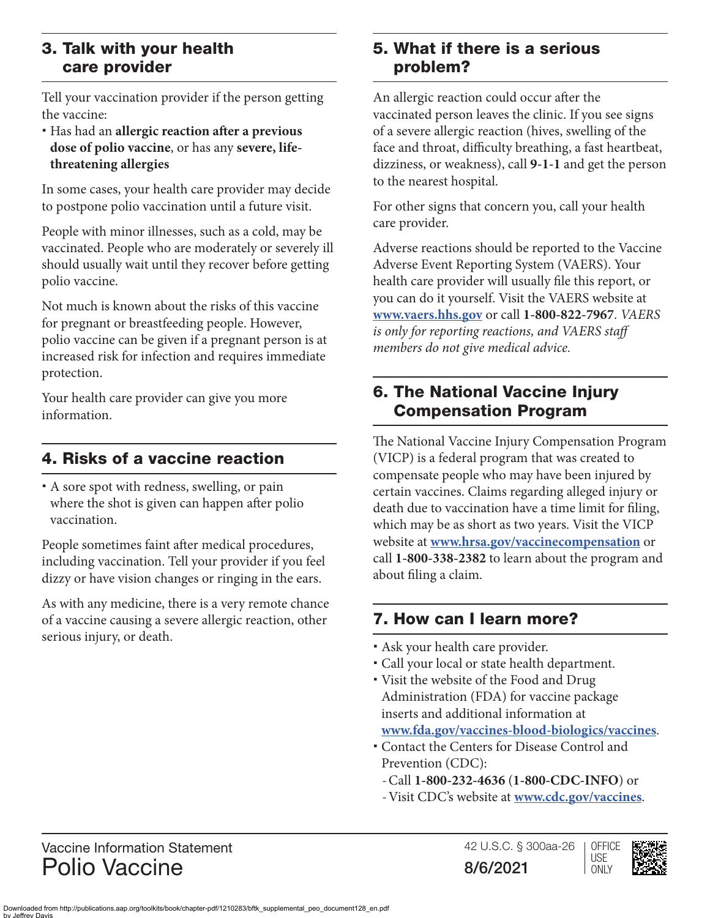## 3. Talk with your health care provider

Tell your vaccination provider if the person getting the vaccine:

- Has had an **allergic reaction after a previous dose of polio vaccine**, or has any **severe, life-threatening allergies**

In some cases, your health care provider may decide to postpone polio vaccination until a future visit.

People with minor illnesses, such as a cold, may be vaccinated. People who are moderately or severely ill should usually wait until they recover before getting polio vaccine.

Not much is known about the risks of this vaccine for pregnant or breastfeeding people. However, polio vaccine can be given if a pregnant person is at increased risk for infection and requires immediate protection.

Your health care provider can give you more information.

## 4. Risks of a vaccine reaction

- A sore spot with redness, swelling, or pain where the shot is given can happen after polio vaccination.

People sometimes faint after medical procedures, including vaccination. Tell your provider if you feel dizzy or have vision changes or ringing in the ears.

As with any medicine, there is a very remote chance of a vaccine causing a severe allergic reaction, other serious injury, or death.

## 5. What if there is a serious problem?

An allergic reaction could occur after the vaccinated person leaves the clinic. If you see signs of a severe allergic reaction (hives, swelling of the face and throat, difficulty breathing, a fast heartbeat, dizziness, or weakness), call **9-1-1** and get the person to the nearest hospital.

For other signs that concern you, call your health care provider.

Adverse reactions should be reported to the Vaccine Adverse Event Reporting System (VAERS). Your health care provider will usually file this report, or you can do it yourself. Visit the VAERS website at **www.vaers.hhs.gov** or call **1-800-822-7967**. *VAERS is only for reporting reactions, and VAERS staff members do not give medical advice.*

## 6. The National Vaccine Injury Compensation Program

The National Vaccine Injury Compensation Program (VICP) is a federal program that was created to compensate people who may have been injured by certain vaccines. Claims regarding alleged injury or death due to vaccination have a time limit for filing, which may be as short as two years. Visit the VICP website at **www.hrsa.gov/vaccinecompensation** or call **1-800-338-2382** to learn about the program and about filing a claim.

## 7. How can I learn more?

- Ask your health care provider.
- Call your local or state health department.
- Visit the website of the Food and Drug Administration (FDA) for vaccine package inserts and additional information at **www.fda.gov/vaccines-blood-biologics/vaccines**.
- Contact the Centers for Disease Control and Prevention (CDC):
  - Call **1-800-232-4636** (**1-800-CDC-INFO**) or
  - Visit CDC's website at **www.cdc.gov/vaccines**.

Vaccine Information Statement
Polio Vaccine

42 U.S.C. § 300aa-26

**8/6/2021**

OFFICE USE ONLY